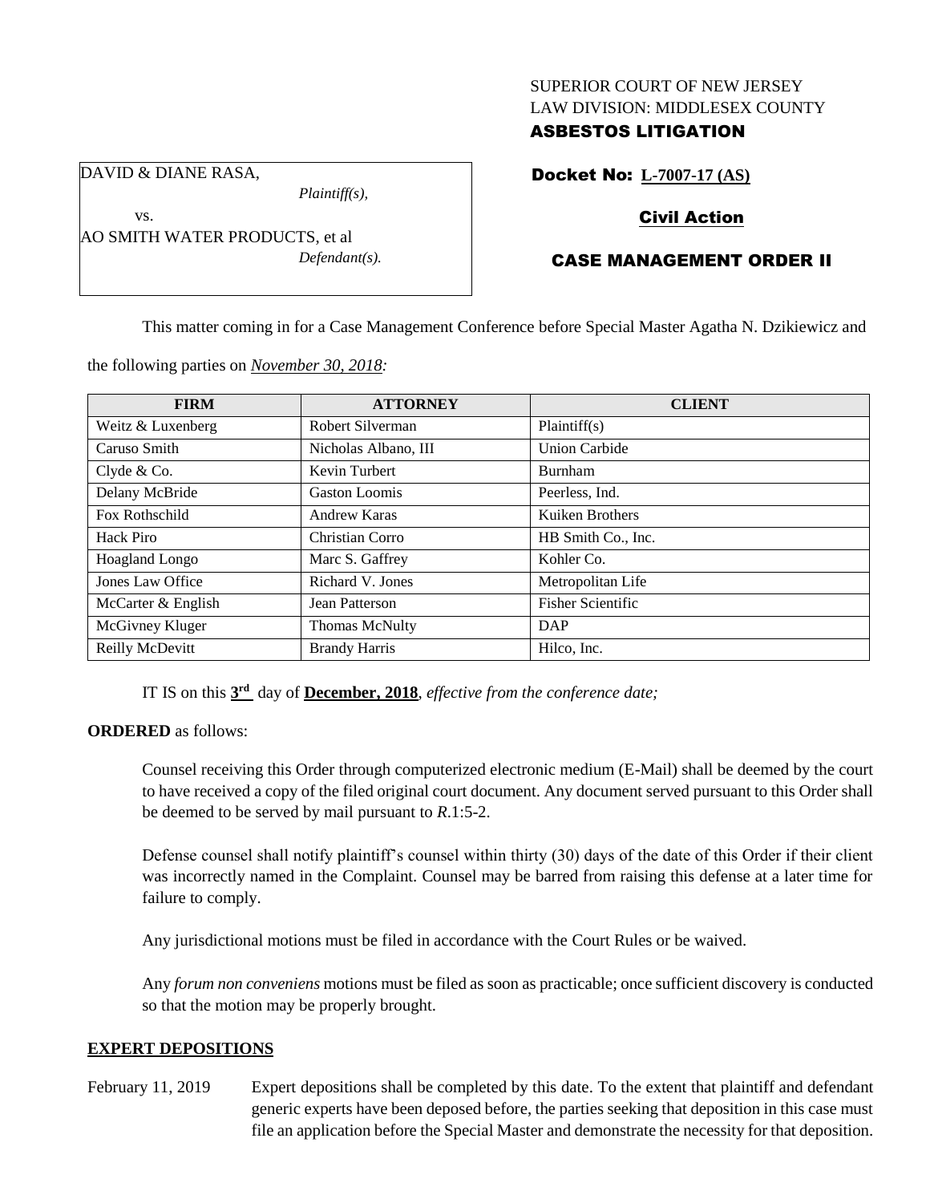SUPERIOR COURT OF NEW JERSEY
LAW DIVISION: MIDDLESEX COUNTY
**ASBESTOS LITIGATION**

DAVID & DIANE RASA,
*Plaintiff(s),*
vs.
AO SMITH WATER PRODUCTS, et al
*Defendant(s).*

**Docket No: L-7007-17 (AS)**

**Civil Action**

**CASE MANAGEMENT ORDER II**

This matter coming in for a Case Management Conference before Special Master Agatha N. Dzikiewicz and the following parties on *November 30, 2018:*

| FIRM | ATTORNEY | CLIENT |
|---|---|---|
| Weitz & Luxenberg | Robert Silverman | Plaintiff(s) |
| Caruso Smith | Nicholas Albano, III | Union Carbide |
| Clyde & Co. | Kevin Turbert | Burnham |
| Delany McBride | Gaston Loomis | Peerless, Ind. |
| Fox Rothschild | Andrew Karas | Kuiken Brothers |
| Hack Piro | Christian Corro | HB Smith Co., Inc. |
| Hoagland Longo | Marc S. Gaffrey | Kohler Co. |
| Jones Law Office | Richard V. Jones | Metropolitan Life |
| McCarter & English | Jean Patterson | Fisher Scientific |
| McGivney Kluger | Thomas McNulty | DAP |
| Reilly McDevitt | Brandy Harris | Hilco, Inc. |

IT IS on this **3rd** day of **December, 2018**, *effective from the conference date;*

**ORDERED** as follows:

Counsel receiving this Order through computerized electronic medium (E-Mail) shall be deemed by the court to have received a copy of the filed original court document. Any document served pursuant to this Order shall be deemed to be served by mail pursuant to *R*.1:5-2.

Defense counsel shall notify plaintiff's counsel within thirty (30) days of the date of this Order if their client was incorrectly named in the Complaint. Counsel may be barred from raising this defense at a later time for failure to comply.

Any jurisdictional motions must be filed in accordance with the Court Rules or be waived.

Any *forum non conveniens* motions must be filed as soon as practicable; once sufficient discovery is conducted so that the motion may be properly brought.

## EXPERT DEPOSITIONS

February 11, 2019 Expert depositions shall be completed by this date. To the extent that plaintiff and defendant generic experts have been deposed before, the parties seeking that deposition in this case must file an application before the Special Master and demonstrate the necessity for that deposition.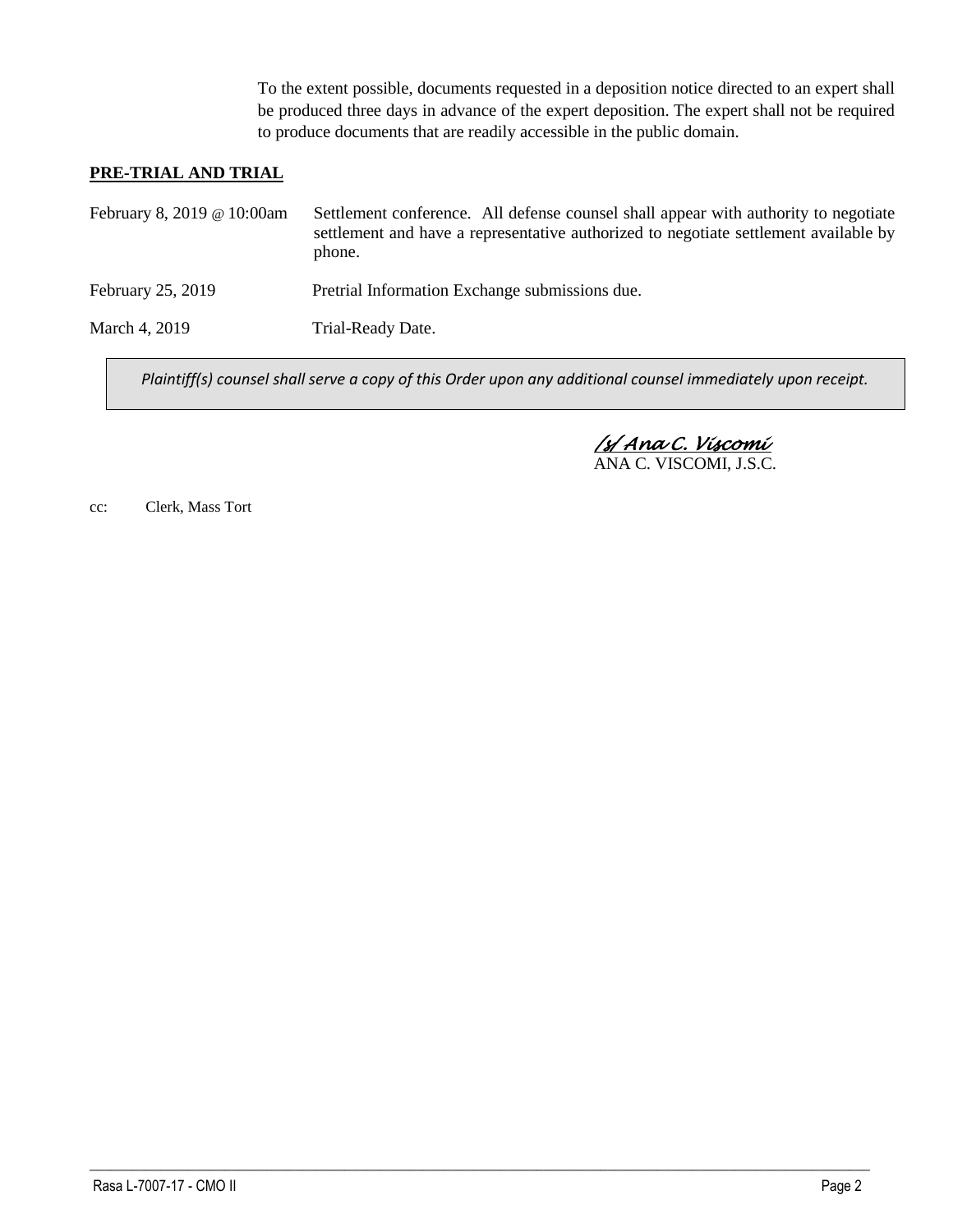To the extent possible, documents requested in a deposition notice directed to an expert shall be produced three days in advance of the expert deposition. The expert shall not be required to produce documents that are readily accessible in the public domain.

**PRE-TRIAL AND TRIAL**

| | |
|---|---|
| February 8, 2019 @ 10:00am | Settlement conference. All defense counsel shall appear with authority to negotiate settlement and have a representative authorized to negotiate settlement available by phone. |
| February 25, 2019 | Pretrial Information Exchange submissions due. |
| March 4, 2019 | Trial-Ready Date. |

*Plaintiff(s) counsel shall serve a copy of this Order upon any additional counsel immediately upon receipt.*

*/s/ Ana C. Viscomi*
ANA C. VISCOMI, J.S.C.

cc: Clerk, Mass Tort